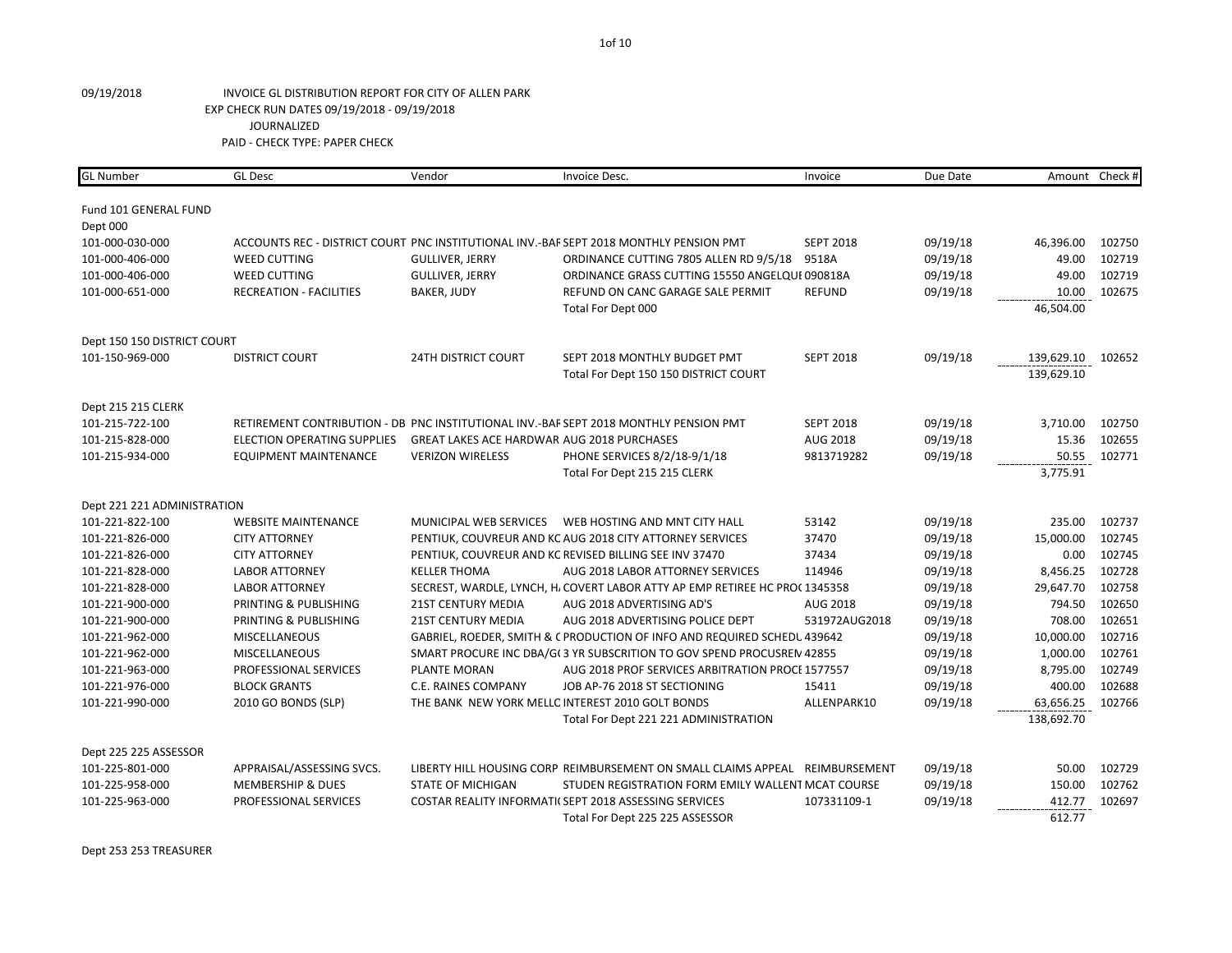09/19/2018

INVOICE GL DISTRIBUTION REPORT FOR CITY OF ALLEN PARK
EXP CHECK RUN DATES 09/19/2018 - 09/19/2018
JOURNALIZED
PAID - CHECK TYPE: PAPER CHECK

| GL Number | GL Desc | Vendor | Invoice Desc. | Invoice | Due Date | Amount | Check # |
|---|---|---|---|---|---|---|---|
| Fund 101 GENERAL FUND | | | | | | | |
| Dept 000 | | | | | | | |
| 101-000-030-000 | ACCOUNTS REC - DISTRICT COURT | PNC INSTITUTIONAL INV.-BAF | SEPT 2018 MONTHLY PENSION PMT | SEPT 2018 | 09/19/18 | 46,396.00 | 102750 |
| 101-000-406-000 | WEED CUTTING | GULLIVER, JERRY | ORDINANCE CUTTING 7805 ALLEN RD 9/5/18 | 9518A | 09/19/18 | 49.00 | 102719 |
| 101-000-406-000 | WEED CUTTING | GULLIVER, JERRY | ORDINANCE GRASS CUTTING 15550 ANGELQUE | 090818A | 09/19/18 | 49.00 | 102719 |
| 101-000-651-000 | RECREATION - FACILITIES | BAKER, JUDY | REFUND ON CANC GARAGE SALE PERMIT | REFUND | 09/19/18 | 10.00 | 102675 |
| | | | Total For Dept 000 | | | 46,504.00 | |
| Dept 150 150 DISTRICT COURT | | | | | | | |
| 101-150-969-000 | DISTRICT COURT | 24TH DISTRICT COURT | SEPT 2018 MONTHLY BUDGET PMT | SEPT 2018 | 09/19/18 | 139,629.10 | 102652 |
| | | | Total For Dept 150 150 DISTRICT COURT | | | 139,629.10 | |
| Dept 215 215 CLERK | | | | | | | |
| 101-215-722-100 | RETIREMENT CONTRIBUTION - DB | PNC INSTITUTIONAL INV.-BAF | SEPT 2018 MONTHLY PENSION PMT | SEPT 2018 | 09/19/18 | 3,710.00 | 102750 |
| 101-215-828-000 | ELECTION OPERATING SUPPLIES | GREAT LAKES ACE HARDWAR | AUG 2018 PURCHASES | AUG 2018 | 09/19/18 | 15.36 | 102655 |
| 101-215-934-000 | EQUIPMENT MAINTENANCE | VERIZON WIRELESS | PHONE SERVICES 8/2/18-9/1/18 | 9813719282 | 09/19/18 | 50.55 | 102771 |
| | | | Total For Dept 215 215 CLERK | | | 3,775.91 | |
| Dept 221 221 ADMINISTRATION | | | | | | | |
| 101-221-822-100 | WEBSITE MAINTENANCE | MUNICIPAL WEB SERVICES | WEB HOSTING AND MNT CITY HALL | 53142 | 09/19/18 | 235.00 | 102737 |
| 101-221-826-000 | CITY ATTORNEY | PENTIUK, COUVREUR AND KC | AUG 2018 CITY ATTORNEY SERVICES | 37470 | 09/19/18 | 15,000.00 | 102745 |
| 101-221-826-000 | CITY ATTORNEY | PENTIUK, COUVREUR AND KC | REVISED BILLING SEE INV 37470 | 37434 | 09/19/18 | 0.00 | 102745 |
| 101-221-828-000 | LABOR ATTORNEY | KELLER THOMA | AUG 2018 LABOR ATTORNEY SERVICES | 114946 | 09/19/18 | 8,456.25 | 102728 |
| 101-221-828-000 | LABOR ATTORNEY | SECREST, WARDLE, LYNCH, H | COVERT LABOR ATTY AP EMP RETIREE HC PRO( | 1345358 | 09/19/18 | 29,647.70 | 102758 |
| 101-221-900-000 | PRINTING & PUBLISHING | 21ST CENTURY MEDIA | AUG 2018 ADVERTISING AD'S | AUG 2018 | 09/19/18 | 794.50 | 102650 |
| 101-221-900-000 | PRINTING & PUBLISHING | 21ST CENTURY MEDIA | AUG 2018 ADVERTISING POLICE DEPT | 531972AUG2018 | 09/19/18 | 708.00 | 102651 |
| 101-221-962-000 | MISCELLANEOUS | GABRIEL, ROEDER, SMITH & C | PRODUCTION OF INFO AND REQUIRED SCHEDL | 439642 | 09/19/18 | 10,000.00 | 102716 |
| 101-221-962-000 | MISCELLANEOUS | SMART PROCURE INC DBA/G( | 3 YR SUBSCRITION TO GOV SPEND PROCUSREM | 42855 | 09/19/18 | 1,000.00 | 102761 |
| 101-221-963-000 | PROFESSIONAL SERVICES | PLANTE MORAN | AUG 2018 PROF SERVICES ARBITRATION PROCE | 1577557 | 09/19/18 | 8,795.00 | 102749 |
| 101-221-976-000 | BLOCK GRANTS | C.E. RAINES COMPANY | JOB AP-76 2018 ST SECTIONING | 15411 | 09/19/18 | 400.00 | 102688 |
| 101-221-990-000 | 2010 GO BONDS (SLP) | THE BANK NEW YORK MELLC | INTEREST 2010 GOLT BONDS | ALLENPARK10 | 09/19/18 | 63,656.25 | 102766 |
| | | | Total For Dept 221 221 ADMINISTRATION | | | 138,692.70 | |
| Dept 225 225 ASSESSOR | | | | | | | |
| 101-225-801-000 | APPRAISAL/ASSESSING SVCS. | LIBERTY HILL HOUSING CORP | REIMBURSEMENT ON SMALL CLAIMS APPEAL | REIMBURSEMENT | 09/19/18 | 50.00 | 102729 |
| 101-225-958-000 | MEMBERSHIP & DUES | STATE OF MICHIGAN | STUDEN REGISTRATION FORM EMILY WALLENT | MCAT COURSE | 09/19/18 | 150.00 | 102762 |
| 101-225-963-000 | PROFESSIONAL SERVICES | COSTAR REALITY INFORMATI( | SEPT 2018 ASSESSING SERVICES | 107331109-1 | 09/19/18 | 412.77 | 102697 |
| | | | Total For Dept 225 225 ASSESSOR | | | 612.77 | |

Dept 253 253 TREASURER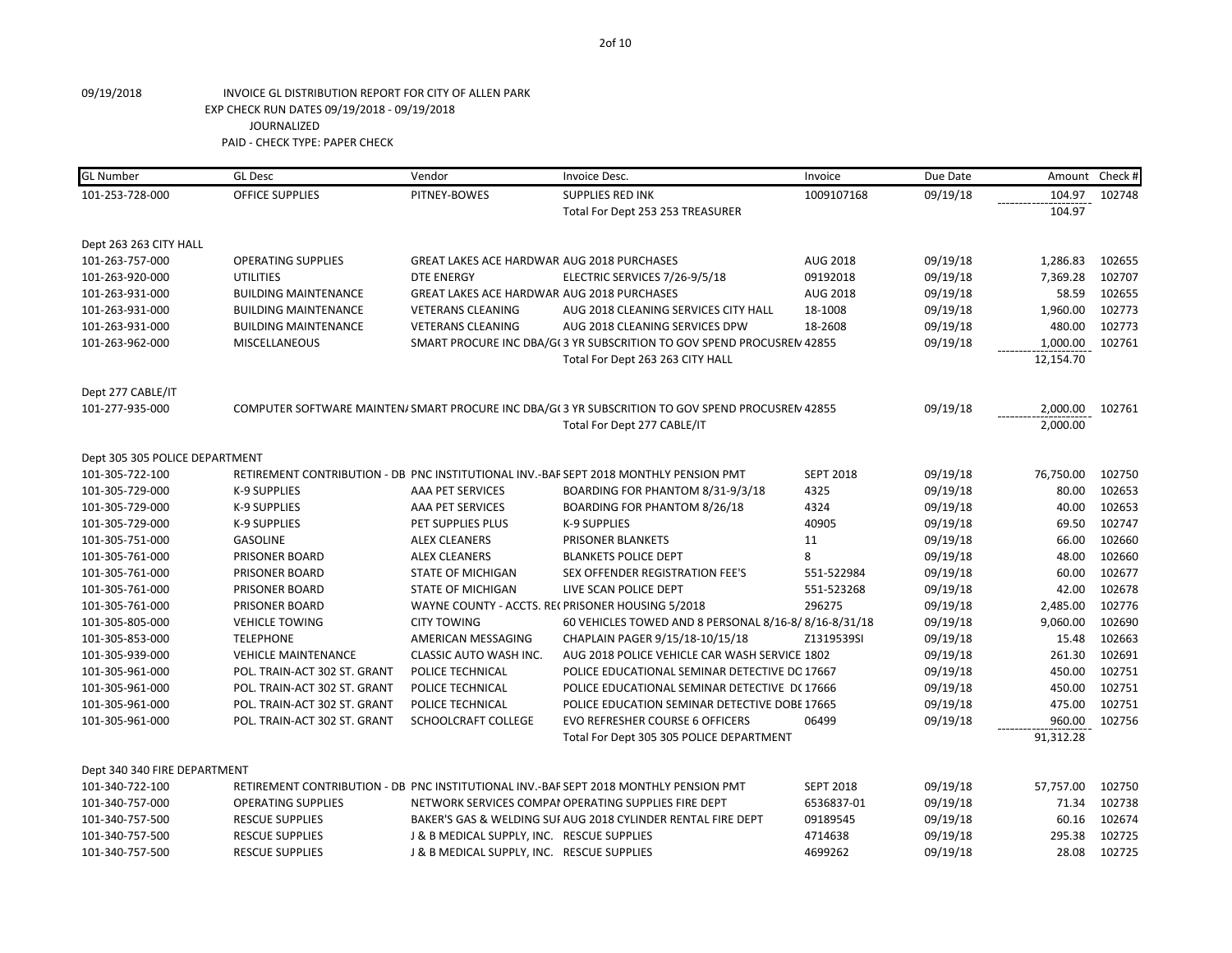09/19/2018 INVOICE GL DISTRIBUTION REPORT FOR CITY OF ALLEN PARK

EXP CHECK RUN DATES 09/19/2018 - 09/19/2018

JOURNALIZED

PAID - CHECK TYPE: PAPER CHECK

| GL Number | GL Desc | Vendor | Invoice Desc. | Invoice | Due Date | Amount | Check # |
|---|---|---|---|---|---|---|---|
| 101-253-728-000 | OFFICE SUPPLIES | PITNEY-BOWES | SUPPLIES RED INK | 1009107168 | 09/19/18 | 104.97 | 102748 |
| | | | Total For Dept 253 253 TREASURER | | | 104.97 | |
| Dept 263 263 CITY HALL | | | | | | | |
| 101-263-757-000 | OPERATING SUPPLIES | GREAT LAKES ACE HARDWAR | AUG 2018 PURCHASES | AUG 2018 | 09/19/18 | 1,286.83 | 102655 |
| 101-263-920-000 | UTILITIES | DTE ENERGY | ELECTRIC SERVICES 7/26-9/5/18 | 09192018 | 09/19/18 | 7,369.28 | 102707 |
| 101-263-931-000 | BUILDING MAINTENANCE | GREAT LAKES ACE HARDWAR | AUG 2018 PURCHASES | AUG 2018 | 09/19/18 | 58.59 | 102655 |
| 101-263-931-000 | BUILDING MAINTENANCE | VETERANS CLEANING | AUG 2018 CLEANING SERVICES CITY HALL | 18-1008 | 09/19/18 | 1,960.00 | 102773 |
| 101-263-931-000 | BUILDING MAINTENANCE | VETERANS CLEANING | AUG 2018 CLEANING SERVICES DPW | 18-2608 | 09/19/18 | 480.00 | 102773 |
| 101-263-962-000 | MISCELLANEOUS | SMART PROCURE INC DBA/G( | 3 YR SUBSCRITION TO GOV SPEND PROCUSREN | 42855 | 09/19/18 | 1,000.00 | 102761 |
| | | | Total For Dept 263 263 CITY HALL | | | 12,154.70 | |
| Dept 277 CABLE/IT | | | | | | | |
| 101-277-935-000 | COMPUTER SOFTWARE MAINTEN/ | SMART PROCURE INC DBA/G( | 3 YR SUBSCRITION TO GOV SPEND PROCUSREN | 42855 | 09/19/18 | 2,000.00 | 102761 |
| | | | Total For Dept 277 CABLE/IT | | | 2,000.00 | |
| Dept 305 305 POLICE DEPARTMENT | | | | | | | |
| 101-305-722-100 | RETIREMENT CONTRIBUTION - DB | PNC INSTITUTIONAL INV.-BAF | SEPT 2018 MONTHLY PENSION PMT | SEPT 2018 | 09/19/18 | 76,750.00 | 102750 |
| 101-305-729-000 | K-9 SUPPLIES | AAA PET SERVICES | BOARDING FOR PHANTOM 8/31-9/3/18 | 4325 | 09/19/18 | 80.00 | 102653 |
| 101-305-729-000 | K-9 SUPPLIES | AAA PET SERVICES | BOARDING FOR PHANTOM 8/26/18 | 4324 | 09/19/18 | 40.00 | 102653 |
| 101-305-729-000 | K-9 SUPPLIES | PET SUPPLIES PLUS | K-9 SUPPLIES | 40905 | 09/19/18 | 69.50 | 102747 |
| 101-305-751-000 | GASOLINE | ALEX CLEANERS | PRISONER BLANKETS | 11 | 09/19/18 | 66.00 | 102660 |
| 101-305-761-000 | PRISONER BOARD | ALEX CLEANERS | BLANKETS POLICE DEPT | 8 | 09/19/18 | 48.00 | 102660 |
| 101-305-761-000 | PRISONER BOARD | STATE OF MICHIGAN | SEX OFFENDER REGISTRATION FEE'S | 551-522984 | 09/19/18 | 60.00 | 102677 |
| 101-305-761-000 | PRISONER BOARD | STATE OF MICHIGAN | LIVE SCAN POLICE DEPT | 551-523268 | 09/19/18 | 42.00 | 102678 |
| 101-305-761-000 | PRISONER BOARD | WAYNE COUNTY - ACCTS. RE( | PRISONER HOUSING 5/2018 | 296275 | 09/19/18 | 2,485.00 | 102776 |
| 101-305-805-000 | VEHICLE TOWING | CITY TOWING | 60 VEHICLES TOWED AND 8 PERSONAL 8/16-8/ | 8/16-8/31/18 | 09/19/18 | 9,060.00 | 102690 |
| 101-305-853-000 | TELEPHONE | AMERICAN MESSAGING | CHAPLAIN PAGER 9/15/18-10/15/18 | Z1319539SI | 09/19/18 | 15.48 | 102663 |
| 101-305-939-000 | VEHICLE MAINTENANCE | CLASSIC AUTO WASH INC. | AUG 2018 POLICE VEHICLE CAR WASH SERVICE | 1802 | 09/19/18 | 261.30 | 102691 |
| 101-305-961-000 | POL. TRAIN-ACT 302 ST. GRANT | POLICE TECHNICAL | POLICE EDUCATIONAL SEMINAR DETECTIVE DC | 17667 | 09/19/18 | 450.00 | 102751 |
| 101-305-961-000 | POL. TRAIN-ACT 302 ST. GRANT | POLICE TECHNICAL | POLICE EDUCATIONAL SEMINAR DETECTIVE D( | 17666 | 09/19/18 | 450.00 | 102751 |
| 101-305-961-000 | POL. TRAIN-ACT 302 ST. GRANT | POLICE TECHNICAL | POLICE EDUCATION SEMINAR DETECTIVE DOBE | 17665 | 09/19/18 | 475.00 | 102751 |
| 101-305-961-000 | POL. TRAIN-ACT 302 ST. GRANT | SCHOOLCRAFT COLLEGE | EVO REFRESHER COURSE 6 OFFICERS | 06499 | 09/19/18 | 960.00 | 102756 |
| | | | Total For Dept 305 305 POLICE DEPARTMENT | | | 91,312.28 | |
| Dept 340 340 FIRE DEPARTMENT | | | | | | | |
| 101-340-722-100 | RETIREMENT CONTRIBUTION - DB | PNC INSTITUTIONAL INV.-BAF | SEPT 2018 MONTHLY PENSION PMT | SEPT 2018 | 09/19/18 | 57,757.00 | 102750 |
| 101-340-757-000 | OPERATING SUPPLIES | NETWORK SERVICES COMPAI | OPERATING SUPPLIES FIRE DEPT | 6536837-01 | 09/19/18 | 71.34 | 102738 |
| 101-340-757-500 | RESCUE SUPPLIES | BAKER'S GAS & WELDING SUI | AUG 2018 CYLINDER RENTAL FIRE DEPT | 09189545 | 09/19/18 | 60.16 | 102674 |
| 101-340-757-500 | RESCUE SUPPLIES | J & B MEDICAL SUPPLY, INC. | RESCUE SUPPLIES | 4714638 | 09/19/18 | 295.38 | 102725 |
| 101-340-757-500 | RESCUE SUPPLIES | J & B MEDICAL SUPPLY, INC. | RESCUE SUPPLIES | 4699262 | 09/19/18 | 28.08 | 102725 |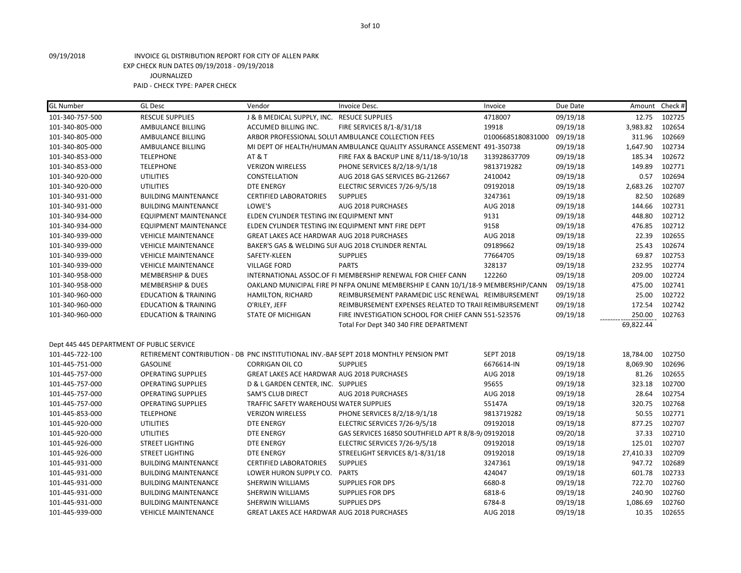09/19/2018 INVOICE GL DISTRIBUTION REPORT FOR CITY OF ALLEN PARK
EXP CHECK RUN DATES 09/19/2018 - 09/19/2018
JOURNALIZED
PAID - CHECK TYPE: PAPER CHECK

| GL Number | GL Desc | Vendor | Invoice Desc. | Invoice | Due Date | Amount | Check # |
|---|---|---|---|---|---|---|---|
| 101-340-757-500 | RESCUE SUPPLIES | J & B MEDICAL SUPPLY, INC. | RESUCE SUPPLIES | 4718007 | 09/19/18 | 12.75 | 102725 |
| 101-340-805-000 | AMBULANCE BILLING | ACCUMED BILLING INC. | FIRE SERVICES 8/1-8/31/18 | 19918 | 09/19/18 | 3,983.82 | 102654 |
| 101-340-805-000 | AMBULANCE BILLING | ARBOR PROFESSIONAL SOLUT | AMBULANCE COLLECTION FEES | 01006685180831000 | 09/19/18 | 311.96 | 102669 |
| 101-340-805-000 | AMBULANCE BILLING | MI DEPT OF HEALTH/HUMAN | AMBULANCE QUALITY ASSURANCE ASSEMENT | 491-350738 | 09/19/18 | 1,647.90 | 102734 |
| 101-340-853-000 | TELEPHONE | AT & T | FIRE FAX & BACKUP LINE 8/11/18-9/10/18 | 313928637709 | 09/19/18 | 185.34 | 102672 |
| 101-340-853-000 | TELEPHONE | VERIZON WIRELESS | PHONE SERVICES 8/2/18-9/1/18 | 9813719282 | 09/19/18 | 149.89 | 102771 |
| 101-340-920-000 | UTILITIES | CONSTELLATION | AUG 2018 GAS SERVICES BG-212667 | 2410042 | 09/19/18 | 0.57 | 102694 |
| 101-340-920-000 | UTILITIES | DTE ENERGY | ELECTRIC SERVICES 7/26-9/5/18 | 09192018 | 09/19/18 | 2,683.26 | 102707 |
| 101-340-931-000 | BUILDING MAINTENANCE | CERTIFIED LABORATORIES | SUPPLIES | 3247361 | 09/19/18 | 82.50 | 102689 |
| 101-340-931-000 | BUILDING MAINTENANCE | LOWE'S | AUG 2018 PURCHASES | AUG 2018 | 09/19/18 | 144.66 | 102731 |
| 101-340-934-000 | EQUIPMENT MAINTENANCE | ELDEN CYLINDER TESTING IN | EQUIPMENT MNT | 9131 | 09/19/18 | 448.80 | 102712 |
| 101-340-934-000 | EQUIPMENT MAINTENANCE | ELDEN CYLINDER TESTING IN | EQUIPMENT MNT FIRE DEPT | 9158 | 09/19/18 | 476.85 | 102712 |
| 101-340-939-000 | VEHICLE MAINTENANCE | GREAT LAKES ACE HARDWAR | AUG 2018 PURCHASES | AUG 2018 | 09/19/18 | 22.39 | 102655 |
| 101-340-939-000 | VEHICLE MAINTENANCE | BAKER'S GAS & WELDING SUI | AUG 2018 CYLINDER RENTAL | 09189662 | 09/19/18 | 25.43 | 102674 |
| 101-340-939-000 | VEHICLE MAINTENANCE | SAFETY-KLEEN | SUPPLIES | 77664705 | 09/19/18 | 69.87 | 102753 |
| 101-340-939-000 | VEHICLE MAINTENANCE | VILLAGE FORD | PARTS | 328137 | 09/19/18 | 232.95 | 102774 |
| 101-340-958-000 | MEMBERSHIP & DUES | INTERNATIONAL ASSOC.OF FI | MEMBERSHIP RENEWAL FOR CHIEF CANN | 122260 | 09/19/18 | 209.00 | 102724 |
| 101-340-958-000 | MEMBERSHIP & DUES | OAKLAND MUNICIPAL FIRE PI | NFPA ONLINE MEMBERSHIP E CANN 10/1/18-9 | MEMBERSHIP/CANN | 09/19/18 | 475.00 | 102741 |
| 101-340-960-000 | EDUCATION & TRAINING | HAMILTON, RICHARD | REIMBURSEMENT PARAMEDIC LISC RENEWAL | REIMBURSEMENT | 09/19/18 | 25.00 | 102722 |
| 101-340-960-000 | EDUCATION & TRAINING | O'RILEY, JEFF | REIMBURSEMENT EXPENSES RELATED TO TRAII | REIMBURSEMENT | 09/19/18 | 172.54 | 102742 |
| 101-340-960-000 | EDUCATION & TRAINING | STATE OF MICHIGAN | FIRE INVESTIGATION SCHOOL FOR CHIEF CANN | 551-523576 | 09/19/18 | 250.00 | 102763 |
| | | | Total For Dept 340 340 FIRE DEPARTMENT | | | 69,822.44 | |
| **Dept 445 445 DEPARTMENT OF PUBLIC SERVICE** | | | | | | | |
| 101-445-722-100 | RETIREMENT CONTRIBUTION - DB | PNC INSTITUTIONAL INV.-BAF | SEPT 2018 MONTHLY PENSION PMT | SEPT 2018 | 09/19/18 | 18,784.00 | 102750 |
| 101-445-751-000 | GASOLINE | CORRIGAN OIL CO | SUPPLIES | 6676614-IN | 09/19/18 | 8,069.90 | 102696 |
| 101-445-757-000 | OPERATING SUPPLIES | GREAT LAKES ACE HARDWAR | AUG 2018 PURCHASES | AUG 2018 | 09/19/18 | 81.26 | 102655 |
| 101-445-757-000 | OPERATING SUPPLIES | D & L GARDEN CENTER, INC. | SUPPLIES | 95655 | 09/19/18 | 323.18 | 102700 |
| 101-445-757-000 | OPERATING SUPPLIES | SAM'S CLUB DIRECT | AUG 2018 PURCHASES | AUG 2018 | 09/19/18 | 28.64 | 102754 |
| 101-445-757-000 | OPERATING SUPPLIES | TRAFFIC SAFETY WAREHOUSI | WATER SUPPLIES | 55147A | 09/19/18 | 320.75 | 102768 |
| 101-445-853-000 | TELEPHONE | VERIZON WIRELESS | PHONE SERVICES 8/2/18-9/1/18 | 9813719282 | 09/19/18 | 50.55 | 102771 |
| 101-445-920-000 | UTILITIES | DTE ENERGY | ELECTRIC SERVICES 7/26-9/5/18 | 09192018 | 09/19/18 | 877.25 | 102707 |
| 101-445-920-000 | UTILITIES | DTE ENERGY | GAS SERVICES 16850 SOUTHFIELD APT R 8/8-9/ | 09192018 | 09/20/18 | 37.33 | 102710 |
| 101-445-926-000 | STREET LIGHTING | DTE ENERGY | ELECTRIC SERVICES 7/26-9/5/18 | 09192018 | 09/19/18 | 125.01 | 102707 |
| 101-445-926-000 | STREET LIGHTING | DTE ENERGY | STREELIGHT SERVICES 8/1-8/31/18 | 09192018 | 09/19/18 | 27,410.33 | 102709 |
| 101-445-931-000 | BUILDING MAINTENANCE | CERTIFIED LABORATORIES | SUPPLIES | 3247361 | 09/19/18 | 947.72 | 102689 |
| 101-445-931-000 | BUILDING MAINTENANCE | LOWER HURON SUPPLY CO. | PARTS | 424047 | 09/19/18 | 601.78 | 102733 |
| 101-445-931-000 | BUILDING MAINTENANCE | SHERWIN WILLIAMS | SUPPLIES FOR DPS | 6680-8 | 09/19/18 | 722.70 | 102760 |
| 101-445-931-000 | BUILDING MAINTENANCE | SHERWIN WILLIAMS | SUPPLIES FOR DPS | 6818-6 | 09/19/18 | 240.90 | 102760 |
| 101-445-931-000 | BUILDING MAINTENANCE | SHERWIN WILLIAMS | SUPPLIES DPS | 6784-8 | 09/19/18 | 1,086.69 | 102760 |
| 101-445-939-000 | VEHICLE MAINTENANCE | GREAT LAKES ACE HARDWAR | AUG 2018 PURCHASES | AUG 2018 | 09/19/18 | 10.35 | 102655 |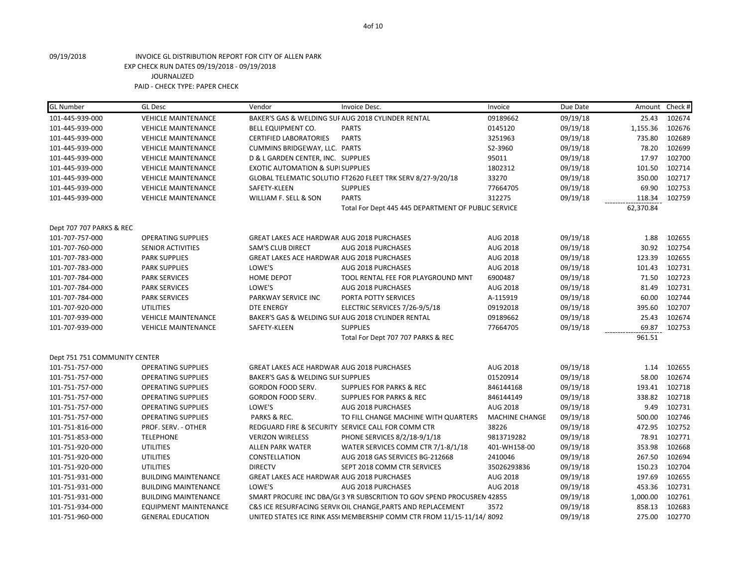09/19/2018 INVOICE GL DISTRIBUTION REPORT FOR CITY OF ALLEN PARK
EXP CHECK RUN DATES 09/19/2018 - 09/19/2018
JOURNALIZED
PAID - CHECK TYPE: PAPER CHECK

| GL Number | GL Desc | Vendor | Invoice Desc. | Invoice | Due Date | Amount | Check # |
|---|---|---|---|---|---|---|---|
| 101-445-939-000 | VEHICLE MAINTENANCE | BAKER'S GAS & WELDING SUI | AUG 2018 CYLINDER RENTAL | 09189662 | 09/19/18 | 25.43 | 102674 |
| 101-445-939-000 | VEHICLE MAINTENANCE | BELL EQUIPMENT CO. | PARTS | 0145120 | 09/19/18 | 1,155.36 | 102676 |
| 101-445-939-000 | VEHICLE MAINTENANCE | CERTIFIED LABORATORIES | PARTS | 3251963 | 09/19/18 | 735.80 | 102689 |
| 101-445-939-000 | VEHICLE MAINTENANCE | CUMMINS BRIDGEWAY, LLC. | PARTS | S2-3960 | 09/19/18 | 78.20 | 102699 |
| 101-445-939-000 | VEHICLE MAINTENANCE | D & L GARDEN CENTER, INC. | SUPPLIES | 95011 | 09/19/18 | 17.97 | 102700 |
| 101-445-939-000 | VEHICLE MAINTENANCE | EXOTIC AUTOMATION & SUPI | SUPPLIES | 1802312 | 09/19/18 | 101.50 | 102714 |
| 101-445-939-000 | VEHICLE MAINTENANCE | GLOBAL TELEMATIC SOLUTIO | FT2620 FLEET TRK SERV 8/27-9/20/18 | 33270 | 09/19/18 | 350.00 | 102717 |
| 101-445-939-000 | VEHICLE MAINTENANCE | SAFETY-KLEEN | SUPPLIES | 77664705 | 09/19/18 | 69.90 | 102753 |
| 101-445-939-000 | VEHICLE MAINTENANCE | WILLIAM F. SELL & SON | PARTS | 312275 | 09/19/18 | 118.34 | 102759 |
| | | | Total For Dept 445 445 DEPARTMENT OF PUBLIC SERVICE | | | 62,370.84 | |
| Dept 707 707 PARKS & REC | | | | | | | |
| 101-707-757-000 | OPERATING SUPPLIES | GREAT LAKES ACE HARDWAR | AUG 2018 PURCHASES | AUG 2018 | 09/19/18 | 1.88 | 102655 |
| 101-707-760-000 | SENIOR ACTIVITIES | SAM'S CLUB DIRECT | AUG 2018 PURCHASES | AUG 2018 | 09/19/18 | 30.92 | 102754 |
| 101-707-783-000 | PARK SUPPLIES | GREAT LAKES ACE HARDWAR | AUG 2018 PURCHASES | AUG 2018 | 09/19/18 | 123.39 | 102655 |
| 101-707-783-000 | PARK SUPPLIES | LOWE'S | AUG 2018 PURCHASES | AUG 2018 | 09/19/18 | 101.43 | 102731 |
| 101-707-784-000 | PARK SERVICES | HOME DEPOT | TOOL RENTAL FEE FOR PLAYGROUND MNT | 6900487 | 09/19/18 | 71.50 | 102723 |
| 101-707-784-000 | PARK SERVICES | LOWE'S | AUG 2018 PURCHASES | AUG 2018 | 09/19/18 | 81.49 | 102731 |
| 101-707-784-000 | PARK SERVICES | PARKWAY SERVICE INC | PORTA POTTY SERVICES | A-115919 | 09/19/18 | 60.00 | 102744 |
| 101-707-920-000 | UTILITIES | DTE ENERGY | ELECTRIC SERVICES 7/26-9/5/18 | 09192018 | 09/19/18 | 395.60 | 102707 |
| 101-707-939-000 | VEHICLE MAINTENANCE | BAKER'S GAS & WELDING SUI | AUG 2018 CYLINDER RENTAL | 09189662 | 09/19/18 | 25.43 | 102674 |
| 101-707-939-000 | VEHICLE MAINTENANCE | SAFETY-KLEEN | SUPPLIES | 77664705 | 09/19/18 | 69.87 | 102753 |
| | | | Total For Dept 707 707 PARKS & REC | | | 961.51 | |
| Dept 751 751 COMMUNITY CENTER | | | | | | | |
| 101-751-757-000 | OPERATING SUPPLIES | GREAT LAKES ACE HARDWAR | AUG 2018 PURCHASES | AUG 2018 | 09/19/18 | 1.14 | 102655 |
| 101-751-757-000 | OPERATING SUPPLIES | BAKER'S GAS & WELDING SUI | SUPPLIES | 01520914 | 09/19/18 | 58.00 | 102674 |
| 101-751-757-000 | OPERATING SUPPLIES | GORDON FOOD SERV. | SUPPLIES FOR PARKS & REC | 846144168 | 09/19/18 | 193.41 | 102718 |
| 101-751-757-000 | OPERATING SUPPLIES | GORDON FOOD SERV. | SUPPLIES FOR PARKS & REC | 846144149 | 09/19/18 | 338.82 | 102718 |
| 101-751-757-000 | OPERATING SUPPLIES | LOWE'S | AUG 2018 PURCHASES | AUG 2018 | 09/19/18 | 9.49 | 102731 |
| 101-751-757-000 | OPERATING SUPPLIES | PARKS & REC. | TO FILL CHANGE MACHINE WITH QUARTERS | MACHINE CHANGE | 09/19/18 | 500.00 | 102746 |
| 101-751-816-000 | PROF. SERV. - OTHER | REDGUARD FIRE & SECURITY | SERVICE CALL FOR COMM CTR | 38226 | 09/19/18 | 472.95 | 102752 |
| 101-751-853-000 | TELEPHONE | VERIZON WIRELESS | PHONE SERVICES 8/2/18-9/1/18 | 9813719282 | 09/19/18 | 78.91 | 102771 |
| 101-751-920-000 | UTILITIES | ALLEN PARK WATER | WATER SERVICES COMM CTR 7/1-8/1/18 | 401-WH158-00 | 09/19/18 | 353.98 | 102668 |
| 101-751-920-000 | UTILITIES | CONSTELLATION | AUG 2018 GAS SERVICES BG-212668 | 2410046 | 09/19/18 | 267.50 | 102694 |
| 101-751-920-000 | UTILITIES | DIRECTV | SEPT 2018 COMM CTR SERVICES | 35026293836 | 09/19/18 | 150.23 | 102704 |
| 101-751-931-000 | BUILDING MAINTENANCE | GREAT LAKES ACE HARDWAR | AUG 2018 PURCHASES | AUG 2018 | 09/19/18 | 197.69 | 102655 |
| 101-751-931-000 | BUILDING MAINTENANCE | LOWE'S | AUG 2018 PURCHASES | AUG 2018 | 09/19/18 | 453.36 | 102731 |
| 101-751-931-000 | BUILDING MAINTENANCE | SMART PROCURE INC DBA/G( | 3 YR SUBSCRITION TO GOV SPEND PROCUSREN | 42855 | 09/19/18 | 1,000.00 | 102761 |
| 101-751-934-000 | EQUIPMENT MAINTENANCE | C&S ICE RESURFACING SERVI( | OIL CHANGE,PARTS AND REPLACEMENT | 3572 | 09/19/18 | 858.13 | 102683 |
| 101-751-960-000 | GENERAL EDUCATION | UNITED STATES ICE RINK ASS( | MEMBERSHIP COMM CTR FROM 11/15-11/14/ | 8092 | 09/19/18 | 275.00 | 102770 |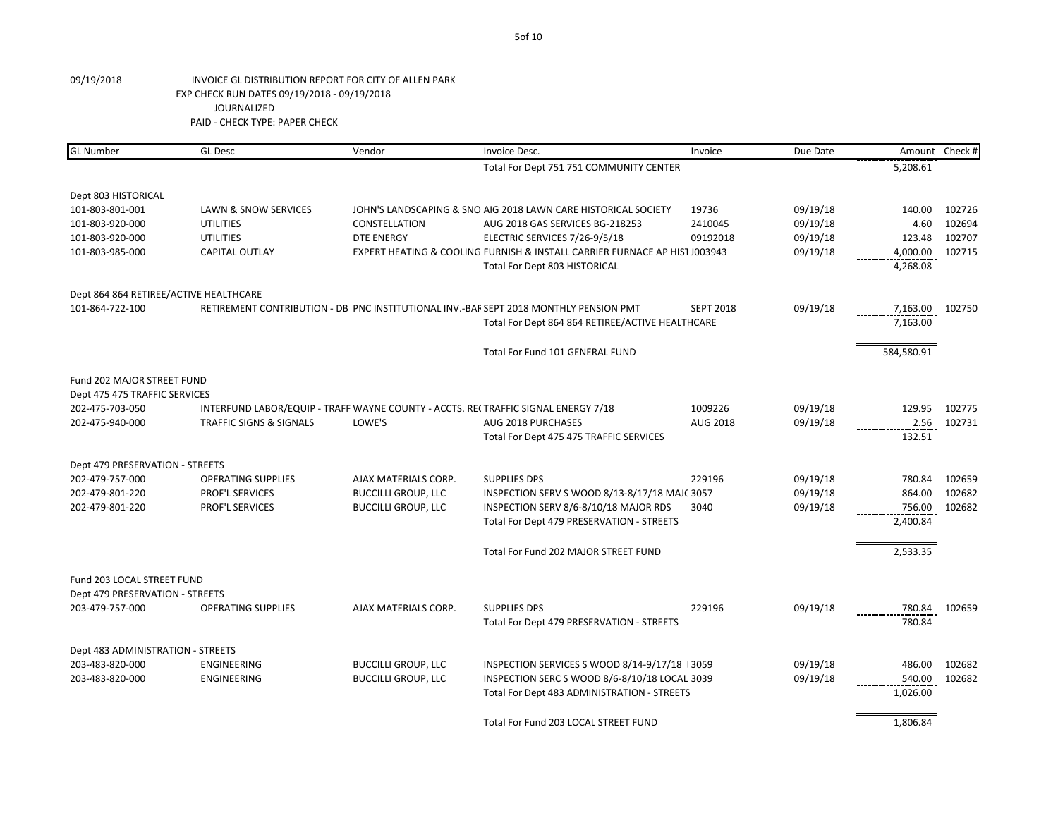09/19/2018 INVOICE GL DISTRIBUTION REPORT FOR CITY OF ALLEN PARK
EXP CHECK RUN DATES 09/19/2018 - 09/19/2018
JOURNALIZED
PAID - CHECK TYPE: PAPER CHECK

| GL Number | GL Desc | Vendor | Invoice Desc. | Invoice | Due Date | Amount | Check # |
|---|---|---|---|---|---|---|---|
| | | | Total For Dept 751 751 COMMUNITY CENTER | | | 5,208.61 | |
| Dept 803 HISTORICAL | | | | | | | |
| 101-803-801-001 | LAWN & SNOW SERVICES | JOHN'S LANDSCAPING & SNO | AIG 2018 LAWN CARE HISTORICAL SOCIETY | 19736 | 09/19/18 | 140.00 | 102726 |
| 101-803-920-000 | UTILITIES | CONSTELLATION | AUG 2018 GAS SERVICES BG-218253 | 2410045 | 09/19/18 | 4.60 | 102694 |
| 101-803-920-000 | UTILITIES | DTE ENERGY | ELECTRIC SERVICES 7/26-9/5/18 | 09192018 | 09/19/18 | 123.48 | 102707 |
| 101-803-985-000 | CAPITAL OUTLAY | EXPERT HEATING & COOLING | FURNISH & INSTALL CARRIER FURNACE AP HIST | J003943 | 09/19/18 | 4,000.00 | 102715 |
| | | | Total For Dept 803 HISTORICAL | | | 4,268.08 | |
| Dept 864 864 RETIREE/ACTIVE HEALTHCARE | | | | | | | |
| 101-864-722-100 | RETIREMENT CONTRIBUTION - DB | PNC INSTITUTIONAL INV.-BAF | SEPT 2018 MONTHLY PENSION PMT | SEPT 2018 | 09/19/18 | 7,163.00 | 102750 |
| | | | Total For Dept 864 864 RETIREE/ACTIVE HEALTHCARE | | | 7,163.00 | |
| | | | Total For Fund 101 GENERAL FUND | | | 584,580.91 | |
| Fund 202 MAJOR STREET FUND | | | | | | | |
| Dept 475 475 TRAFFIC SERVICES | | | | | | | |
| 202-475-703-050 | INTERFUND LABOR/EQUIP - TRAFF | WAYNE COUNTY - ACCTS. RE( | TRAFFIC SIGNAL ENERGY 7/18 | 1009226 | 09/19/18 | 129.95 | 102775 |
| 202-475-940-000 | TRAFFIC SIGNS & SIGNALS | LOWE'S | AUG 2018 PURCHASES | AUG 2018 | 09/19/18 | 2.56 | 102731 |
| | | | Total For Dept 475 475 TRAFFIC SERVICES | | | 132.51 | |
| Dept 479 PRESERVATION - STREETS | | | | | | | |
| 202-479-757-000 | OPERATING SUPPLIES | AJAX MATERIALS CORP. | SUPPLIES DPS | 229196 | 09/19/18 | 780.84 | 102659 |
| 202-479-801-220 | PROF'L SERVICES | BUCCILLI GROUP, LLC | INSPECTION SERV S WOOD 8/13-8/17/18 MAJC | 3057 | 09/19/18 | 864.00 | 102682 |
| 202-479-801-220 | PROF'L SERVICES | BUCCILLI GROUP, LLC | INSPECTION SERV 8/6-8/10/18 MAJOR RDS | 3040 | 09/19/18 | 756.00 | 102682 |
| | | | Total For Dept 479 PRESERVATION - STREETS | | | 2,400.84 | |
| | | | Total For Fund 202 MAJOR STREET FUND | | | 2,533.35 | |
| Fund 203 LOCAL STREET FUND | | | | | | | |
| Dept 479 PRESERVATION - STREETS | | | | | | | |
| 203-479-757-000 | OPERATING SUPPLIES | AJAX MATERIALS CORP. | SUPPLIES DPS | 229196 | 09/19/18 | 780.84 | 102659 |
| | | | Total For Dept 479 PRESERVATION - STREETS | | | 780.84 | |
| Dept 483 ADMINISTRATION - STREETS | | | | | | | |
| 203-483-820-000 | ENGINEERING | BUCCILLI GROUP, LLC | INSPECTION SERVICES S WOOD 8/14-9/17/18 I | 3059 | 09/19/18 | 486.00 | 102682 |
| 203-483-820-000 | ENGINEERING | BUCCILLI GROUP, LLC | INSPECTION SERC S WOOD 8/6-8/10/18 LOCAL | 3039 | 09/19/18 | 540.00 | 102682 |
| | | | Total For Dept 483 ADMINISTRATION - STREETS | | | 1,026.00 | |
| | | | Total For Fund 203 LOCAL STREET FUND | | | 1,806.84 | |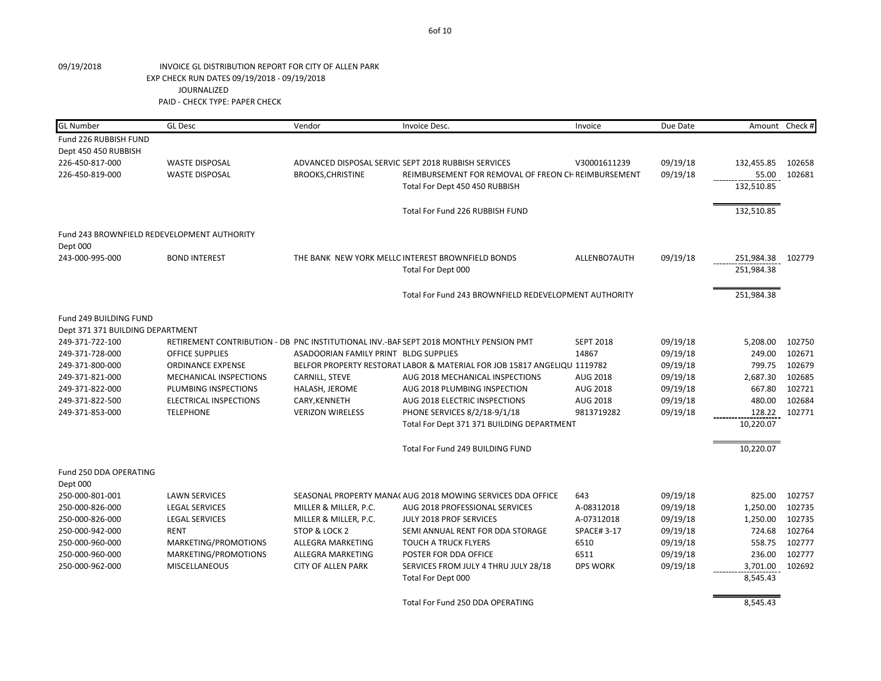09/19/2018 INVOICE GL DISTRIBUTION REPORT FOR CITY OF ALLEN PARK
EXP CHECK RUN DATES 09/19/2018 - 09/19/2018
JOURNALIZED
PAID - CHECK TYPE: PAPER CHECK

| GL Number | GL Desc | Vendor | Invoice Desc. | Invoice | Due Date | Amount | Check # |
|---|---|---|---|---|---|---|---|
| Fund 226 RUBBISH FUND | | | | | | | |
| Dept 450 450 RUBBISH | | | | | | | |
| 226-450-817-000 | WASTE DISPOSAL | ADVANCED DISPOSAL SERVIC | SEPT 2018 RUBBISH SERVICES | V30001611239 | 09/19/18 | 132,455.85 | 102658 |
| 226-450-819-000 | WASTE DISPOSAL | BROOKS,CHRISTINE | REIMBURSEMENT FOR REMOVAL OF FREON CH | REIMBURSEMENT | 09/19/18 | 55.00 | 102681 |
| | | | Total For Dept 450 450 RUBBISH | | | 132,510.85 | |
| | | | Total For Fund 226 RUBBISH FUND | | | 132,510.85 | |
| Fund 243 BROWNFIELD REDEVELOPMENT AUTHORITY | | | | | | | |
| Dept 000 | | | | | | | |
| 243-000-995-000 | BOND INTEREST | THE BANK NEW YORK MELLC | INTEREST BROWNFIELD BONDS | ALLENBO7AUTH | 09/19/18 | 251,984.38 | 102779 |
| | | | Total For Dept 000 | | | 251,984.38 | |
| | | | Total For Fund 243 BROWNFIELD REDEVELOPMENT AUTHORITY | | | 251,984.38 | |
| Fund 249 BUILDING FUND | | | | | | | |
| Dept 371 371 BUILDING DEPARTMENT | | | | | | | |
| 249-371-722-100 | RETIREMENT CONTRIBUTION - DB | PNC INSTITUTIONAL INV.-BAF | SEPT 2018 MONTHLY PENSION PMT | SEPT 2018 | 09/19/18 | 5,208.00 | 102750 |
| 249-371-728-000 | OFFICE SUPPLIES | ASADOORIAN FAMILY PRINT | BLDG SUPPLIES | 14867 | 09/19/18 | 249.00 | 102671 |
| 249-371-800-000 | ORDINANCE EXPENSE | BELFOR PROPERTY RESTORAT | LABOR & MATERIAL FOR JOB 15817 ANGELIQU | 1119782 | 09/19/18 | 799.75 | 102679 |
| 249-371-821-000 | MECHANICAL INSPECTIONS | CARNILL, STEVE | AUG 2018 MECHANICAL INSPECTIONS | AUG 2018 | 09/19/18 | 2,687.30 | 102685 |
| 249-371-822-000 | PLUMBING INSPECTIONS | HALASH, JEROME | AUG 2018 PLUMBING INSPECTION | AUG 2018 | 09/19/18 | 667.80 | 102721 |
| 249-371-822-500 | ELECTRICAL INSPECTIONS | CARY,KENNETH | AUG 2018 ELECTRIC INSPECTIONS | AUG 2018 | 09/19/18 | 480.00 | 102684 |
| 249-371-853-000 | TELEPHONE | VERIZON WIRELESS | PHONE SERVICES 8/2/18-9/1/18 | 9813719282 | 09/19/18 | 128.22 | 102771 |
| | | | Total For Dept 371 371 BUILDING DEPARTMENT | | | 10,220.07 | |
| | | | Total For Fund 249 BUILDING FUND | | | 10,220.07 | |
| Fund 250 DDA OPERATING | | | | | | | |
| Dept 000 | | | | | | | |
| 250-000-801-001 | LAWN SERVICES | SEASONAL PROPERTY MANA( | AUG 2018 MOWING SERVICES DDA OFFICE | 643 | 09/19/18 | 825.00 | 102757 |
| 250-000-826-000 | LEGAL SERVICES | MILLER & MILLER, P.C. | AUG 2018 PROFESSIONAL SERVICES | A-08312018 | 09/19/18 | 1,250.00 | 102735 |
| 250-000-826-000 | LEGAL SERVICES | MILLER & MILLER, P.C. | JULY 2018 PROF SERVICES | A-07312018 | 09/19/18 | 1,250.00 | 102735 |
| 250-000-942-000 | RENT | STOP & LOCK 2 | SEMI ANNUAL RENT FOR DDA STORAGE | SPACE# 3-17 | 09/19/18 | 724.68 | 102764 |
| 250-000-960-000 | MARKETING/PROMOTIONS | ALLEGRA MARKETING | TOUCH A TRUCK FLYERS | 6510 | 09/19/18 | 558.75 | 102777 |
| 250-000-960-000 | MARKETING/PROMOTIONS | ALLEGRA MARKETING | POSTER FOR DDA OFFICE | 6511 | 09/19/18 | 236.00 | 102777 |
| 250-000-962-000 | MISCELLANEOUS | CITY OF ALLEN PARK | SERVICES FROM JULY 4 THRU JULY 28/18 | DPS WORK | 09/19/18 | 3,701.00 | 102692 |
| | | | Total For Dept 000 | | | 8,545.43 | |
| | | | Total For Fund 250 DDA OPERATING | | | 8,545.43 | |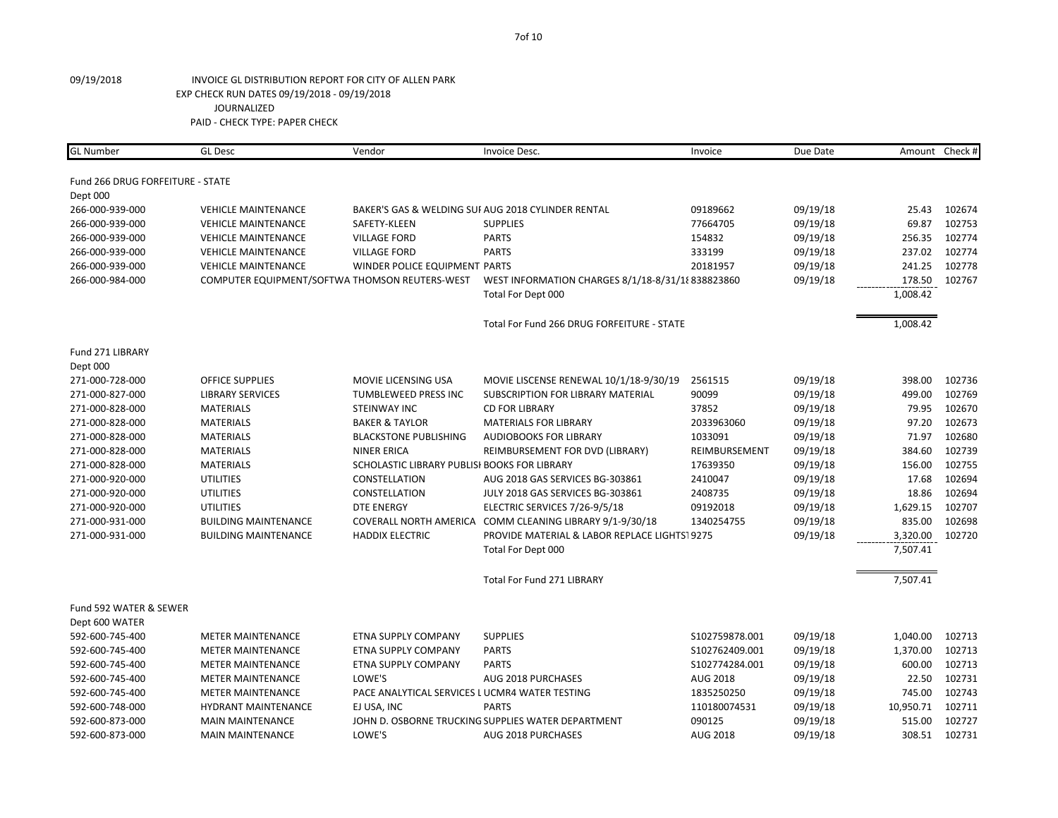09/19/2018 INVOICE GL DISTRIBUTION REPORT FOR CITY OF ALLEN PARK
EXP CHECK RUN DATES 09/19/2018 - 09/19/2018
JOURNALIZED
PAID - CHECK TYPE: PAPER CHECK

| GL Number | GL Desc | Vendor | Invoice Desc. | Invoice | Due Date | Amount | Check # |
|---|---|---|---|---|---|---|---|
| Fund 266 DRUG FORFEITURE - STATE | | | | | | | |
| Dept 000 | | | | | | | |
| 266-000-939-000 | VEHICLE MAINTENANCE | BAKER'S GAS & WELDING SUF | AUG 2018 CYLINDER RENTAL | 09189662 | 09/19/18 | 25.43 | 102674 |
| 266-000-939-000 | VEHICLE MAINTENANCE | SAFETY-KLEEN | SUPPLIES | 77664705 | 09/19/18 | 69.87 | 102753 |
| 266-000-939-000 | VEHICLE MAINTENANCE | VILLAGE FORD | PARTS | 154832 | 09/19/18 | 256.35 | 102774 |
| 266-000-939-000 | VEHICLE MAINTENANCE | VILLAGE FORD | PARTS | 333199 | 09/19/18 | 237.02 | 102774 |
| 266-000-939-000 | VEHICLE MAINTENANCE | WINDER POLICE EQUIPMENT | PARTS | 20181957 | 09/19/18 | 241.25 | 102778 |
| 266-000-984-000 | COMPUTER EQUIPMENT/SOFTWA | THOMSON REUTERS-WEST | WEST INFORMATION CHARGES 8/1/18-8/31/18 | 838823860 | 09/19/18 | 178.50 | 102767 |
| | | | Total For Dept 000 | | | 1,008.42 | |
| | | | Total For Fund 266 DRUG FORFEITURE - STATE | | | 1,008.42 | |
| Fund 271 LIBRARY | | | | | | | |
| Dept 000 | | | | | | | |
| 271-000-728-000 | OFFICE SUPPLIES | MOVIE LICENSING USA | MOVIE LISCENSE RENEWAL 10/1/18-9/30/19 | 2561515 | 09/19/18 | 398.00 | 102736 |
| 271-000-827-000 | LIBRARY SERVICES | TUMBLEWEED PRESS INC | SUBSCRIPTION FOR LIBRARY MATERIAL | 90099 | 09/19/18 | 499.00 | 102769 |
| 271-000-828-000 | MATERIALS | STEINWAY INC | CD FOR LIBRARY | 37852 | 09/19/18 | 79.95 | 102670 |
| 271-000-828-000 | MATERIALS | BAKER & TAYLOR | MATERIALS FOR LIBRARY | 2033963060 | 09/19/18 | 97.20 | 102673 |
| 271-000-828-000 | MATERIALS | BLACKSTONE PUBLISHING | AUDIOBOOKS FOR LIBRARY | 1033091 | 09/19/18 | 71.97 | 102680 |
| 271-000-828-000 | MATERIALS | NINER ERICA | REIMBURSEMENT FOR DVD (LIBRARY) | REIMBURSEMENT | 09/19/18 | 384.60 | 102739 |
| 271-000-828-000 | MATERIALS | SCHOLASTIC LIBRARY PUBLISI | BOOKS FOR LIBRARY | 17639350 | 09/19/18 | 156.00 | 102755 |
| 271-000-920-000 | UTILITIES | CONSTELLATION | AUG 2018 GAS SERVICES BG-303861 | 2410047 | 09/19/18 | 17.68 | 102694 |
| 271-000-920-000 | UTILITIES | CONSTELLATION | JULY 2018 GAS SERVICES BG-303861 | 2408735 | 09/19/18 | 18.86 | 102694 |
| 271-000-920-000 | UTILITIES | DTE ENERGY | ELECTRIC SERVICES 7/26-9/5/18 | 09192018 | 09/19/18 | 1,629.15 | 102707 |
| 271-000-931-000 | BUILDING MAINTENANCE | COVERALL NORTH AMERICA | COMM CLEANING LIBRARY 9/1-9/30/18 | 1340254755 | 09/19/18 | 835.00 | 102698 |
| 271-000-931-000 | BUILDING MAINTENANCE | HADDIX ELECTRIC | PROVIDE MATERIAL & LABOR REPLACE LIGHTS | 19275 | 09/19/18 | 3,320.00 | 102720 |
| | | | Total For Dept 000 | | | 7,507.41 | |
| | | | Total For Fund 271 LIBRARY | | | 7,507.41 | |
| Fund 592 WATER & SEWER | | | | | | | |
| Dept 600 WATER | | | | | | | |
| 592-600-745-400 | METER MAINTENANCE | ETNA SUPPLY COMPANY | SUPPLIES | S102759878.001 | 09/19/18 | 1,040.00 | 102713 |
| 592-600-745-400 | METER MAINTENANCE | ETNA SUPPLY COMPANY | PARTS | S102762409.001 | 09/19/18 | 1,370.00 | 102713 |
| 592-600-745-400 | METER MAINTENANCE | ETNA SUPPLY COMPANY | PARTS | S102774284.001 | 09/19/18 | 600.00 | 102713 |
| 592-600-745-400 | METER MAINTENANCE | LOWE'S | AUG 2018 PURCHASES | AUG 2018 | 09/19/18 | 22.50 | 102731 |
| 592-600-745-400 | METER MAINTENANCE | PACE ANALYTICAL SERVICES L | UCMR4 WATER TESTING | 1835250250 | 09/19/18 | 745.00 | 102743 |
| 592-600-748-000 | HYDRANT MAINTENANCE | EJ USA, INC | PARTS | 110180074531 | 09/19/18 | 10,950.71 | 102711 |
| 592-600-873-000 | MAIN MAINTENANCE | JOHN D. OSBORNE TRUCKING | SUPPLIES WATER DEPARTMENT | 090125 | 09/19/18 | 515.00 | 102727 |
| 592-600-873-000 | MAIN MAINTENANCE | LOWE'S | AUG 2018 PURCHASES | AUG 2018 | 09/19/18 | 308.51 | 102731 |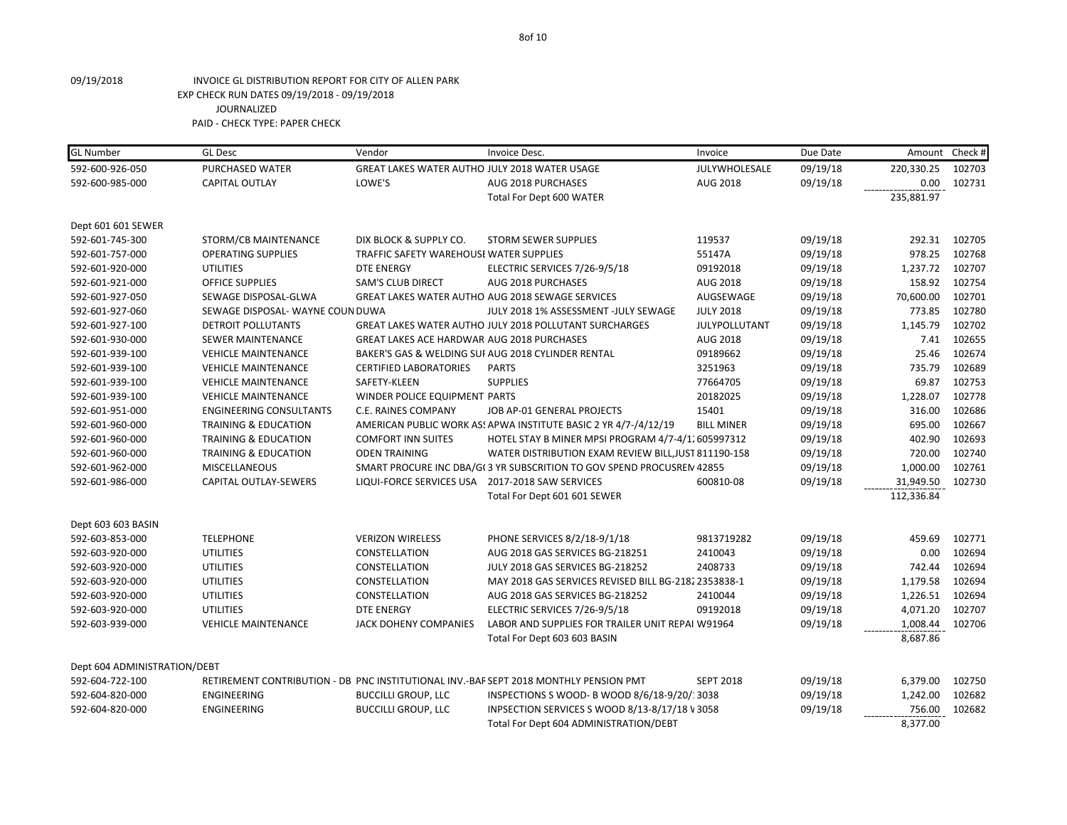09/19/2018 INVOICE GL DISTRIBUTION REPORT FOR CITY OF ALLEN PARK
EXP CHECK RUN DATES 09/19/2018 - 09/19/2018
JOURNALIZED
PAID - CHECK TYPE: PAPER CHECK

| GL Number | GL Desc | Vendor | Invoice Desc. | Invoice | Due Date | Amount | Check # |
|---|---|---|---|---|---|---|---|
| 592-600-926-050 | PURCHASED WATER | GREAT LAKES WATER AUTHO | JULY 2018 WATER USAGE | JULYWHOLESALE | 09/19/18 | 220,330.25 | 102703 |
| 592-600-985-000 | CAPITAL OUTLAY | LOWE'S | AUG 2018 PURCHASES | AUG 2018 | 09/19/18 | 0.00 | 102731 |
| | | | Total For Dept 600 WATER | | | 235,881.97 | |
| Dept 601 601 SEWER | | | | | | | |
| 592-601-745-300 | STORM/CB MAINTENANCE | DIX BLOCK & SUPPLY CO. | STORM SEWER SUPPLIES | 119537 | 09/19/18 | 292.31 | 102705 |
| 592-601-757-000 | OPERATING SUPPLIES | TRAFFIC SAFETY WAREHOUSE | WATER SUPPLIES | 55147A | 09/19/18 | 978.25 | 102768 |
| 592-601-920-000 | UTILITIES | DTE ENERGY | ELECTRIC SERVICES 7/26-9/5/18 | 09192018 | 09/19/18 | 1,237.72 | 102707 |
| 592-601-921-000 | OFFICE SUPPLIES | SAM'S CLUB DIRECT | AUG 2018 PURCHASES | AUG 2018 | 09/19/18 | 158.92 | 102754 |
| 592-601-927-050 | SEWAGE DISPOSAL-GLWA | GREAT LAKES WATER AUTHO | AUG 2018 SEWAGE SERVICES | AUGSEWAGE | 09/19/18 | 70,600.00 | 102701 |
| 592-601-927-060 | SEWAGE DISPOSAL- WAYNE COUN | DUWA | JULY 2018 1% ASSESSMENT -JULY SEWAGE | JULY 2018 | 09/19/18 | 773.85 | 102780 |
| 592-601-927-100 | DETROIT POLLUTANTS | GREAT LAKES WATER AUTHO | JULY 2018 POLLUTANT SURCHARGES | JULYPOLLUTANT | 09/19/18 | 1,145.79 | 102702 |
| 592-601-930-000 | SEWER MAINTENANCE | GREAT LAKES ACE HARDWAR | AUG 2018 PURCHASES | AUG 2018 | 09/19/18 | 7.41 | 102655 |
| 592-601-939-100 | VEHICLE MAINTENANCE | BAKER'S GAS & WELDING SUI | AUG 2018 CYLINDER RENTAL | 09189662 | 09/19/18 | 25.46 | 102674 |
| 592-601-939-100 | VEHICLE MAINTENANCE | CERTIFIED LABORATORIES | PARTS | 3251963 | 09/19/18 | 735.79 | 102689 |
| 592-601-939-100 | VEHICLE MAINTENANCE | SAFETY-KLEEN | SUPPLIES | 77664705 | 09/19/18 | 69.87 | 102753 |
| 592-601-939-100 | VEHICLE MAINTENANCE | WINDER POLICE EQUIPMENT | PARTS | 20182025 | 09/19/18 | 1,228.07 | 102778 |
| 592-601-951-000 | ENGINEERING CONSULTANTS | C.E. RAINES COMPANY | JOB AP-01 GENERAL PROJECTS | 15401 | 09/19/18 | 316.00 | 102686 |
| 592-601-960-000 | TRAINING & EDUCATION | AMERICAN PUBLIC WORK AS: | APWA INSTITUTE BASIC 2 YR 4/7-/4/12/19 | BILL MINER | 09/19/18 | 695.00 | 102667 |
| 592-601-960-000 | TRAINING & EDUCATION | COMFORT INN SUITES | HOTEL STAY B MINER MPSI PROGRAM 4/7-4/1: | 605997312 | 09/19/18 | 402.90 | 102693 |
| 592-601-960-000 | TRAINING & EDUCATION | ODEN TRAINING | WATER DISTRIBUTION EXAM REVIEW BILL,JUST | 811190-158 | 09/19/18 | 720.00 | 102740 |
| 592-601-962-000 | MISCELLANEOUS | SMART PROCURE INC DBA/G( | 3 YR SUBSCRIPTION TO GOV SPEND PROCUSREN | 42855 | 09/19/18 | 1,000.00 | 102761 |
| 592-601-986-000 | CAPITAL OUTLAY-SEWERS | LIQUI-FORCE SERVICES USA | 2017-2018 SAW SERVICES | 600810-08 | 09/19/18 | 31,949.50 | 102730 |
| | | | Total For Dept 601 601 SEWER | | | 112,336.84 | |
| Dept 603 603 BASIN | | | | | | | |
| 592-603-853-000 | TELEPHONE | VERIZON WIRELESS | PHONE SERVICES 8/2/18-9/1/18 | 9813719282 | 09/19/18 | 459.69 | 102771 |
| 592-603-920-000 | UTILITIES | CONSTELLATION | AUG 2018 GAS SERVICES BG-218251 | 2410043 | 09/19/18 | 0.00 | 102694 |
| 592-603-920-000 | UTILITIES | CONSTELLATION | JULY 2018 GAS SERVICES BG-218252 | 2408733 | 09/19/18 | 742.44 | 102694 |
| 592-603-920-000 | UTILITIES | CONSTELLATION | MAY 2018 GAS SERVICES REVISED BILL BG-2182 | 2353838-1 | 09/19/18 | 1,179.58 | 102694 |
| 592-603-920-000 | UTILITIES | CONSTELLATION | AUG 2018 GAS SERVICES BG-218252 | 2410044 | 09/19/18 | 1,226.51 | 102694 |
| 592-603-920-000 | UTILITIES | DTE ENERGY | ELECTRIC SERVICES 7/26-9/5/18 | 09192018 | 09/19/18 | 4,071.20 | 102707 |
| 592-603-939-000 | VEHICLE MAINTENANCE | JACK DOHENY COMPANIES | LABOR AND SUPPLIES FOR TRAILER UNIT REPAI | W91964 | 09/19/18 | 1,008.44 | 102706 |
| | | | Total For Dept 603 603 BASIN | | | 8,687.86 | |
| Dept 604 ADMINISTRATION/DEBT | | | | | | | |
| 592-604-722-100 | RETIREMENT CONTRIBUTION - DB | PNC INSTITUTIONAL INV.-BAF | SEPT 2018 MONTHLY PENSION PMT | SEPT 2018 | 09/19/18 | 6,379.00 | 102750 |
| 592-604-820-000 | ENGINEERING | BUCCILLI GROUP, LLC | INSPECTIONS S WOOD- B WOOD 8/6/18-9/20/: | 3038 | 09/19/18 | 1,242.00 | 102682 |
| 592-604-820-000 | ENGINEERING | BUCCILLI GROUP, LLC | INPSECTION SERVICES S WOOD 8/13-8/17/18 V | 3058 | 09/19/18 | 756.00 | 102682 |
| | | | Total For Dept 604 ADMINISTRATION/DEBT | | | 8,377.00 | |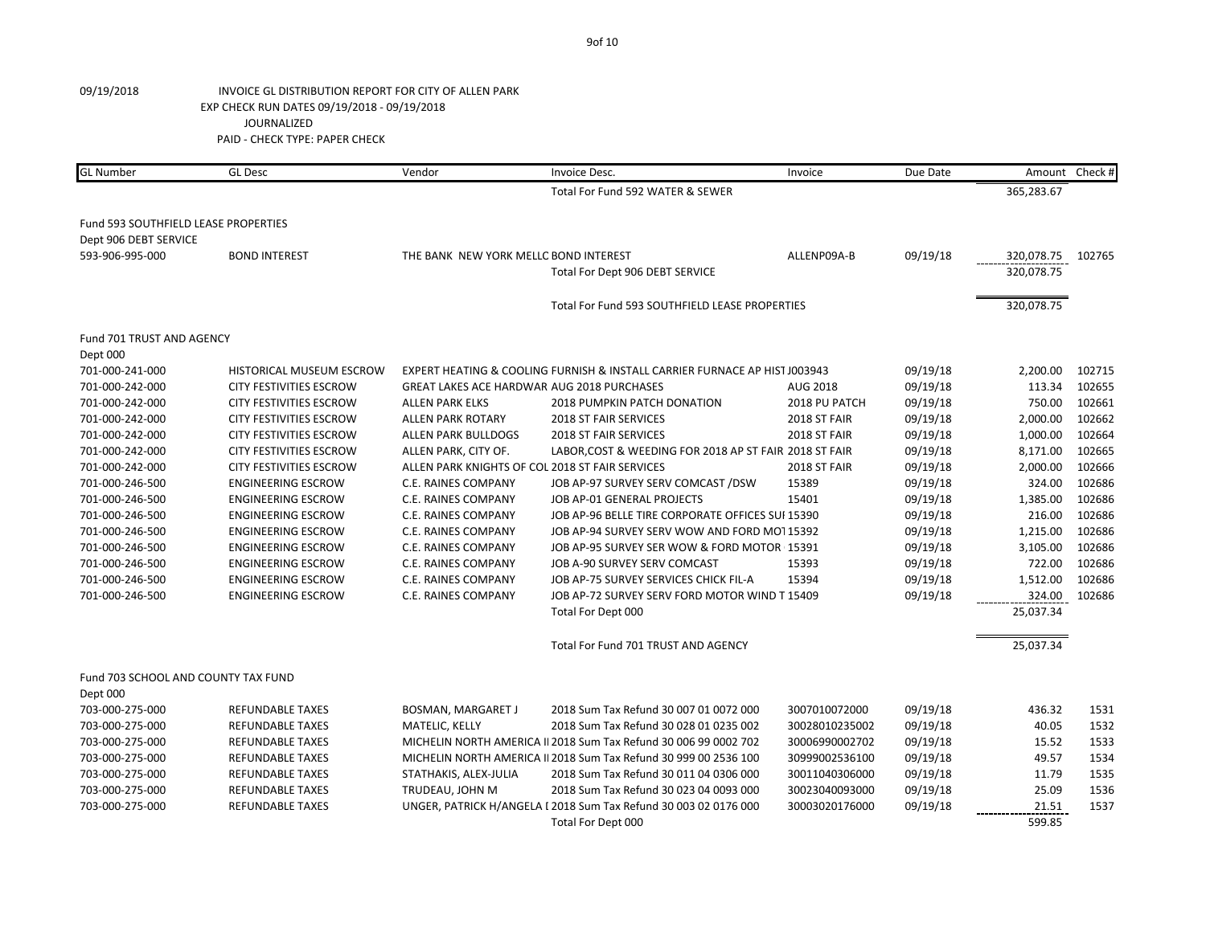09/19/2018 INVOICE GL DISTRIBUTION REPORT FOR CITY OF ALLEN PARK

EXP CHECK RUN DATES 09/19/2018 - 09/19/2018

JOURNALIZED

PAID - CHECK TYPE: PAPER CHECK

| GL Number | GL Desc | Vendor | Invoice Desc. | Invoice | Due Date | Amount | Check # |
|---|---|---|---|---|---|---|---|
| | | | Total For Fund 592 WATER & SEWER | | | 365,283.67 | |
| Fund 593 SOUTHFIELD LEASE PROPERTIES | | | | | | | |
| Dept 906 DEBT SERVICE | | | | | | | |
| 593-906-995-000 | BOND INTEREST | THE BANK NEW YORK MELLC | BOND INTEREST | ALLENP09A-B | 09/19/18 | 320,078.75 | 102765 |
| | | | Total For Dept 906 DEBT SERVICE | | | 320,078.75 | |
| | | | Total For Fund 593 SOUTHFIELD LEASE PROPERTIES | | | 320,078.75 | |
| Fund 701 TRUST AND AGENCY | | | | | | | |
| Dept 000 | | | | | | | |
| 701-000-241-000 | HISTORICAL MUSEUM ESCROW | EXPERT HEATING & COOLING | FURNISH & INSTALL CARRIER FURNACE AP HIST | J003943 | 09/19/18 | 2,200.00 | 102715 |
| 701-000-242-000 | CITY FESTIVITIES ESCROW | GREAT LAKES ACE HARDWAR | AUG 2018 PURCHASES | AUG 2018 | 09/19/18 | 113.34 | 102655 |
| 701-000-242-000 | CITY FESTIVITIES ESCROW | ALLEN PARK ELKS | 2018 PUMPKIN PATCH DONATION | 2018 PU PATCH | 09/19/18 | 750.00 | 102661 |
| 701-000-242-000 | CITY FESTIVITIES ESCROW | ALLEN PARK ROTARY | 2018 ST FAIR SERVICES | 2018 ST FAIR | 09/19/18 | 2,000.00 | 102662 |
| 701-000-242-000 | CITY FESTIVITIES ESCROW | ALLEN PARK BULLDOGS | 2018 ST FAIR SERVICES | 2018 ST FAIR | 09/19/18 | 1,000.00 | 102664 |
| 701-000-242-000 | CITY FESTIVITIES ESCROW | ALLEN PARK, CITY OF. | LABOR,COST & WEEDING FOR 2018 AP ST FAIR | 2018 ST FAIR | 09/19/18 | 8,171.00 | 102665 |
| 701-000-242-000 | CITY FESTIVITIES ESCROW | ALLEN PARK KNIGHTS OF COL | 2018 ST FAIR SERVICES | 2018 ST FAIR | 09/19/18 | 2,000.00 | 102666 |
| 701-000-246-500 | ENGINEERING ESCROW | C.E. RAINES COMPANY | JOB AP-97 SURVEY SERV COMCAST /DSW | 15389 | 09/19/18 | 324.00 | 102686 |
| 701-000-246-500 | ENGINEERING ESCROW | C.E. RAINES COMPANY | JOB AP-01 GENERAL PROJECTS | 15401 | 09/19/18 | 1,385.00 | 102686 |
| 701-000-246-500 | ENGINEERING ESCROW | C.E. RAINES COMPANY | JOB AP-96 BELLE TIRE CORPORATE OFFICES SUI | 15390 | 09/19/18 | 216.00 | 102686 |
| 701-000-246-500 | ENGINEERING ESCROW | C.E. RAINES COMPANY | JOB AP-94 SURVEY SERV WOW AND FORD MOT | 15392 | 09/19/18 | 1,215.00 | 102686 |
| 701-000-246-500 | ENGINEERING ESCROW | C.E. RAINES COMPANY | JOB AP-95 SURVEY SER WOW & FORD MOTOR | 15391 | 09/19/18 | 3,105.00 | 102686 |
| 701-000-246-500 | ENGINEERING ESCROW | C.E. RAINES COMPANY | JOB A-90 SURVEY SERV COMCAST | 15393 | 09/19/18 | 722.00 | 102686 |
| 701-000-246-500 | ENGINEERING ESCROW | C.E. RAINES COMPANY | JOB AP-75 SURVEY SERVICES CHICK FIL-A | 15394 | 09/19/18 | 1,512.00 | 102686 |
| 701-000-246-500 | ENGINEERING ESCROW | C.E. RAINES COMPANY | JOB AP-72 SURVEY SERV FORD MOTOR WIND T | 15409 | 09/19/18 | 324.00 | 102686 |
| | | | Total For Dept 000 | | | 25,037.34 | |
| | | | Total For Fund 701 TRUST AND AGENCY | | | 25,037.34 | |
| Fund 703 SCHOOL AND COUNTY TAX FUND | | | | | | | |
| Dept 000 | | | | | | | |
| 703-000-275-000 | REFUNDABLE TAXES | BOSMAN, MARGARET J | 2018 Sum Tax Refund 30 007 01 0072 000 | 3007010072000 | 09/19/18 | 436.32 | 1531 |
| 703-000-275-000 | REFUNDABLE TAXES | MATELIC, KELLY | 2018 Sum Tax Refund 30 028 01 0235 002 | 30028010235002 | 09/19/18 | 40.05 | 1532 |
| 703-000-275-000 | REFUNDABLE TAXES | MICHELIN NORTH AMERICA I | 2018 Sum Tax Refund 30 006 99 0002 702 | 30006990002702 | 09/19/18 | 15.52 | 1533 |
| 703-000-275-000 | REFUNDABLE TAXES | MICHELIN NORTH AMERICA I | 2018 Sum Tax Refund 30 999 00 2536 100 | 30999002536100 | 09/19/18 | 49.57 | 1534 |
| 703-000-275-000 | REFUNDABLE TAXES | STATHAKIS, ALEX-JULIA | 2018 Sum Tax Refund 30 011 04 0306 000 | 30011040306000 | 09/19/18 | 11.79 | 1535 |
| 703-000-275-000 | REFUNDABLE TAXES | TRUDEAU, JOHN M | 2018 Sum Tax Refund 30 023 04 0093 000 | 30023040093000 | 09/19/18 | 25.09 | 1536 |
| 703-000-275-000 | REFUNDABLE TAXES | UNGER, PATRICK H/ANGELA I | 2018 Sum Tax Refund 30 003 02 0176 000 | 30003020176000 | 09/19/18 | 21.51 | 1537 |
| | | | Total For Dept 000 | | | 599.85 | |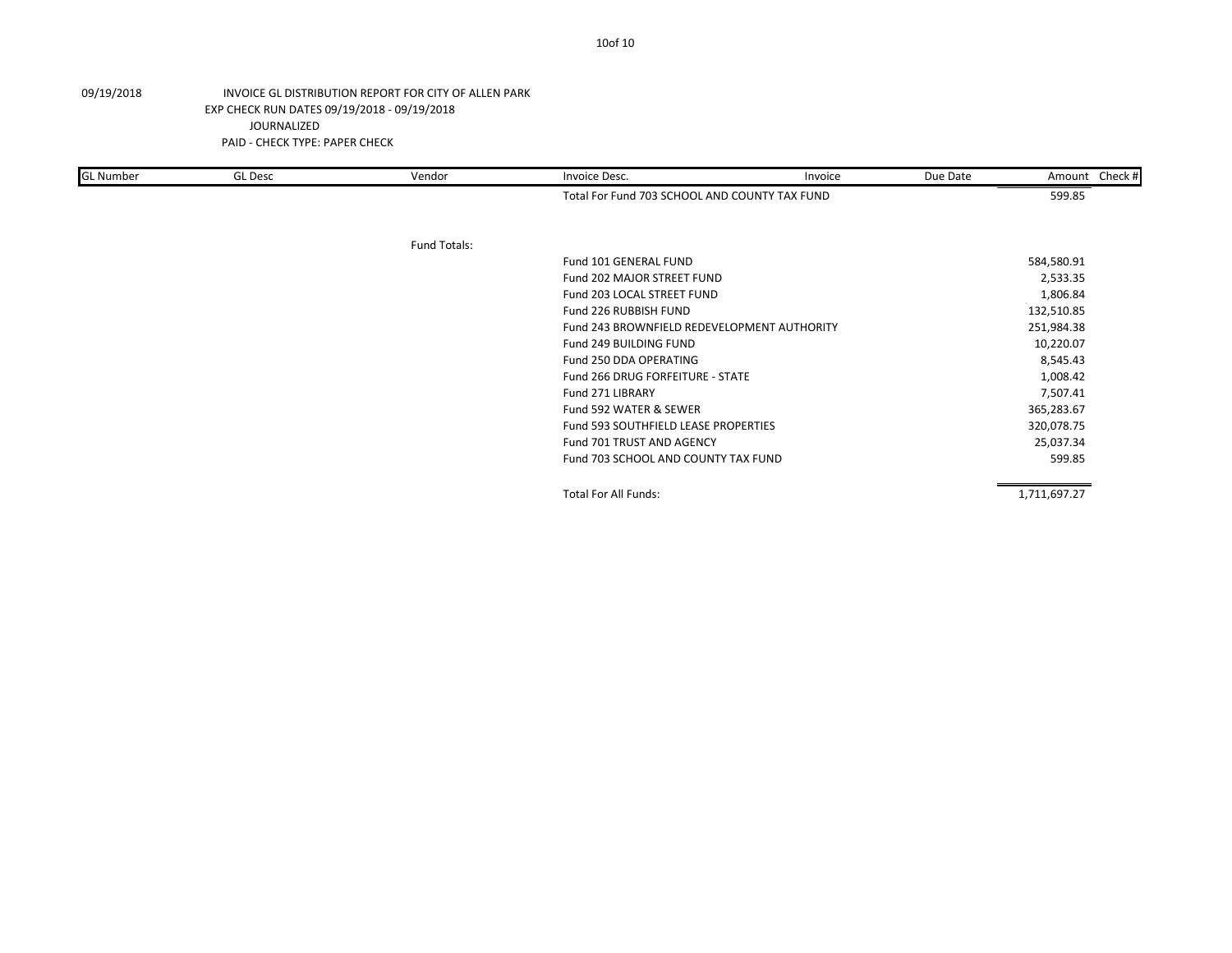09/19/2018 INVOICE GL DISTRIBUTION REPORT FOR CITY OF ALLEN PARK
EXP CHECK RUN DATES 09/19/2018 - 09/19/2018
JOURNALIZED
PAID - CHECK TYPE: PAPER CHECK

| GL Number | GL Desc | Vendor | Invoice Desc. | Invoice | Due Date | Amount | Check # |
|---|---|---|---|---|---|---|---|
| | | | Total For Fund 703 SCHOOL AND COUNTY TAX FUND | | | 599.85 | |
| | | Fund Totals: | | | | | |
| | | | Fund 101 GENERAL FUND | | | 584,580.91 | |
| | | | Fund 202 MAJOR STREET FUND | | | 2,533.35 | |
| | | | Fund 203 LOCAL STREET FUND | | | 1,806.84 | |
| | | | Fund 226 RUBBISH FUND | | | 132,510.85 | |
| | | | Fund 243 BROWNFIELD REDEVELOPMENT AUTHORITY | | | 251,984.38 | |
| | | | Fund 249 BUILDING FUND | | | 10,220.07 | |
| | | | Fund 250 DDA OPERATING | | | 8,545.43 | |
| | | | Fund 266 DRUG FORFEITURE - STATE | | | 1,008.42 | |
| | | | Fund 271 LIBRARY | | | 7,507.41 | |
| | | | Fund 592 WATER & SEWER | | | 365,283.67 | |
| | | | Fund 593 SOUTHFIELD LEASE PROPERTIES | | | 320,078.75 | |
| | | | Fund 701 TRUST AND AGENCY | | | 25,037.34 | |
| | | | Fund 703 SCHOOL AND COUNTY TAX FUND | | | 599.85 | |
| | | | Total For All Funds: | | | 1,711,697.27 | |